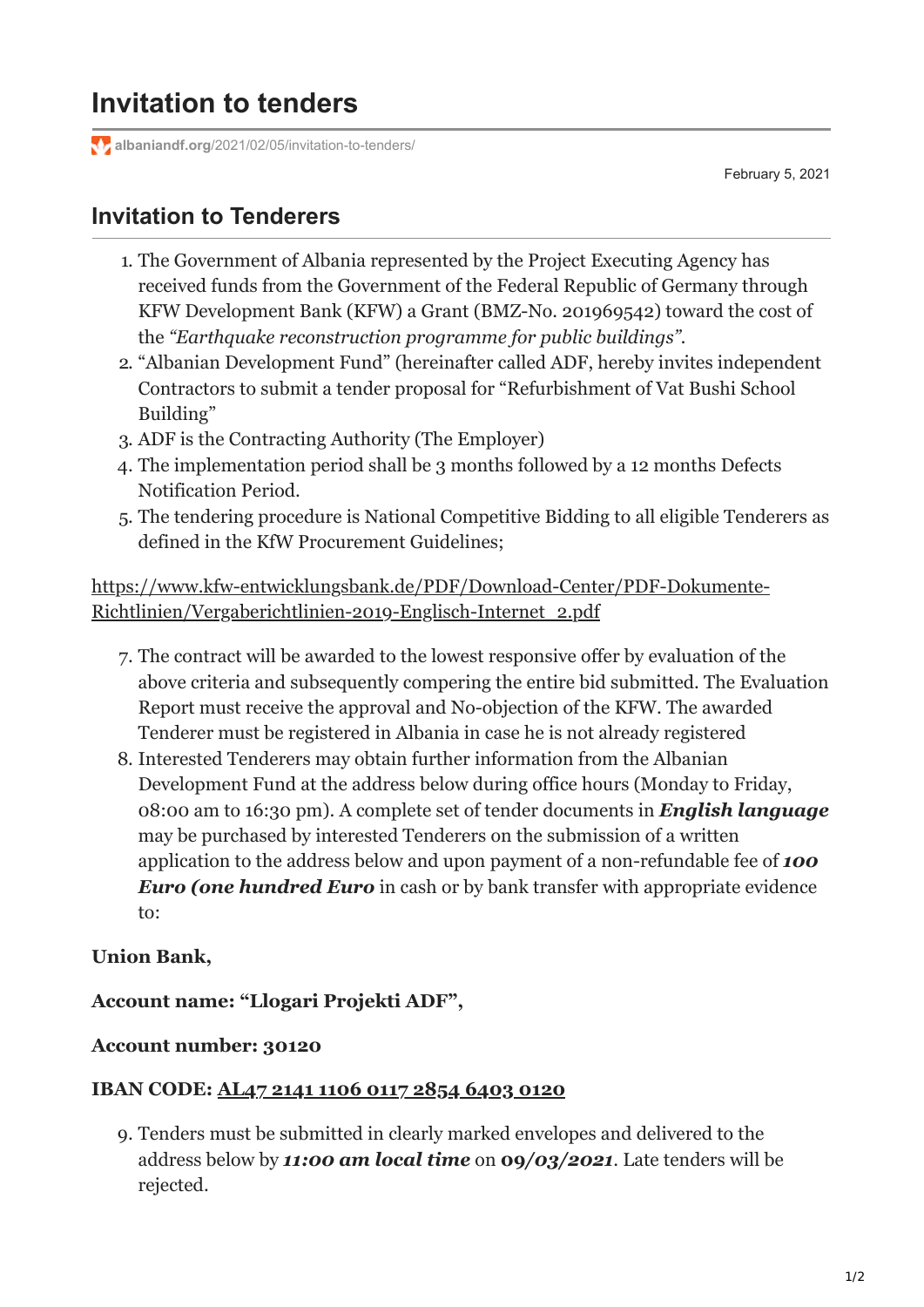# Invitation to tenders

albaniandf.org/2021/02/05/invitation-to-tenders/

February 5, 2021

## Invitation to Tenderers

1. The Government of Albania represented by the Project Executing Agency has received funds from the Government of the Federal Republic of Germany through KFW Development Bank (KFW) a Grant (BMZ-No. 201969542) toward the cost of the *"Earthquake reconstruction programme for public buildings"*.
2. "Albanian Development Fund" (hereinafter called ADF, hereby invites independent Contractors to submit a tender proposal for "Refurbishment of Vat Bushi School Building"
3. ADF is the Contracting Authority (The Employer)
4. The implementation period shall be 3 months followed by a 12 months Defects Notification Period.
5. The tendering procedure is National Competitive Bidding to all eligible Tenderers as defined in the KfW Procurement Guidelines;

https://www.kfw-entwicklungsbank.de/PDF/Download-Center/PDF-Dokumente-Richtlinien/Vergaberichtlinien-2019-Englisch-Internet_2.pdf

7. The contract will be awarded to the lowest responsive offer by evaluation of the above criteria and subsequently compering the entire bid submitted. The Evaluation Report must receive the approval and No-objection of the KFW. The awarded Tenderer must be registered in Albania in case he is not already registered
8. Interested Tenderers may obtain further information from the Albanian Development Fund at the address below during office hours (Monday to Friday, 08:00 am to 16:30 pm). A complete set of tender documents in ***English language*** may be purchased by interested Tenderers on the submission of a written application to the address below and upon payment of a non-refundable fee of ***100 Euro (one hundred Euro*** in cash or by bank transfer with appropriate evidence to:

**Union Bank,**

**Account name: "Llogari Projekti ADF",**

**Account number: 30120**

**IBAN CODE: AL47 2141 1106 0117 2854 6403 0120**

9. Tenders must be submitted in clearly marked envelopes and delivered to the address below by ***11:00 am local time*** on ***09/03/2021***. Late tenders will be rejected.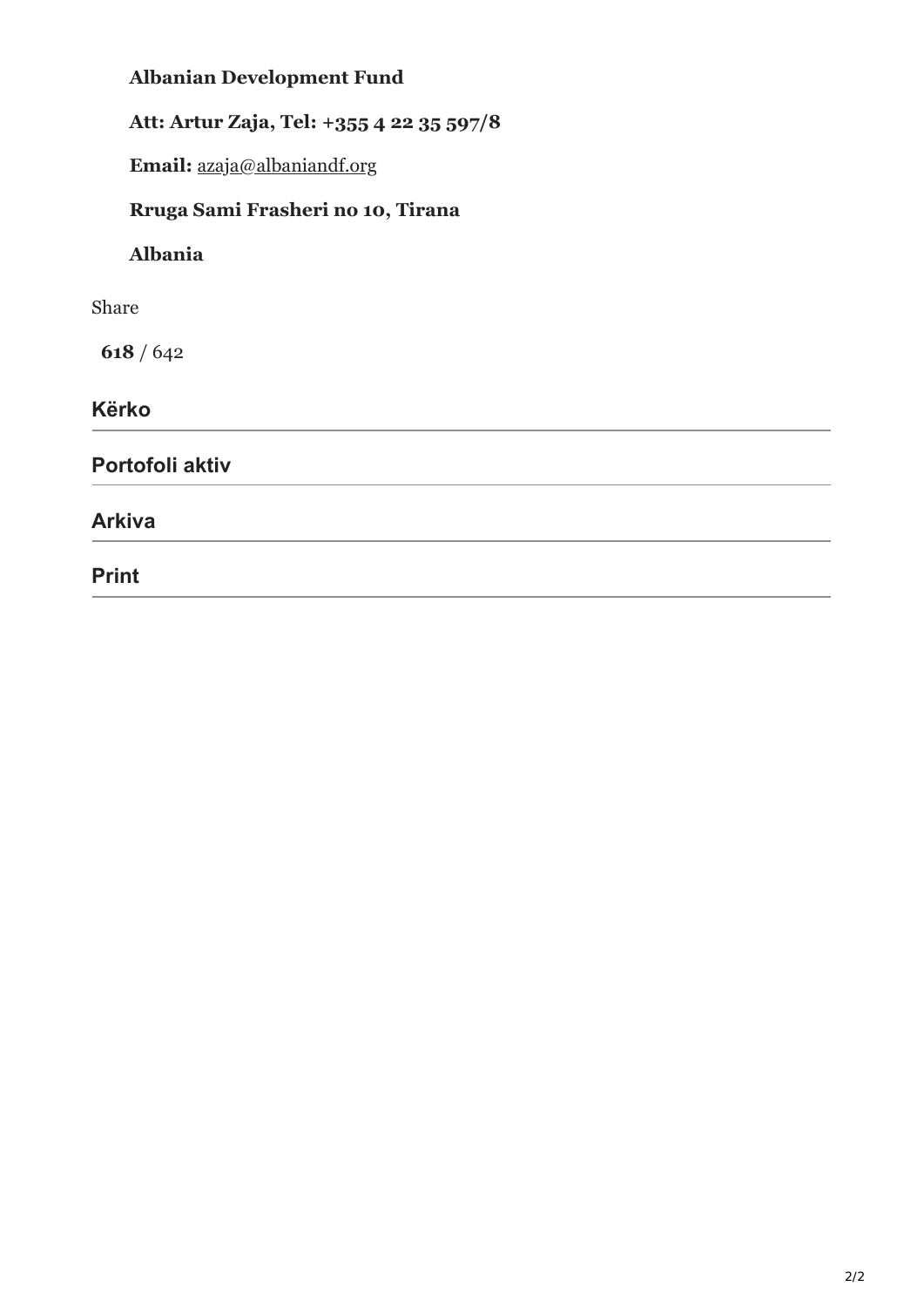**Albanian Development Fund**

**Att: Artur Zaja, Tel: +355 4 22 35 597/8**

**Email:** azaja@albaniandf.org

**Rruga Sami Frasheri no 10, Tirana**

**Albania**

Share

**618** / 642

**Kërko**

**Portofoli aktiv**

**Arkiva**

**Print**